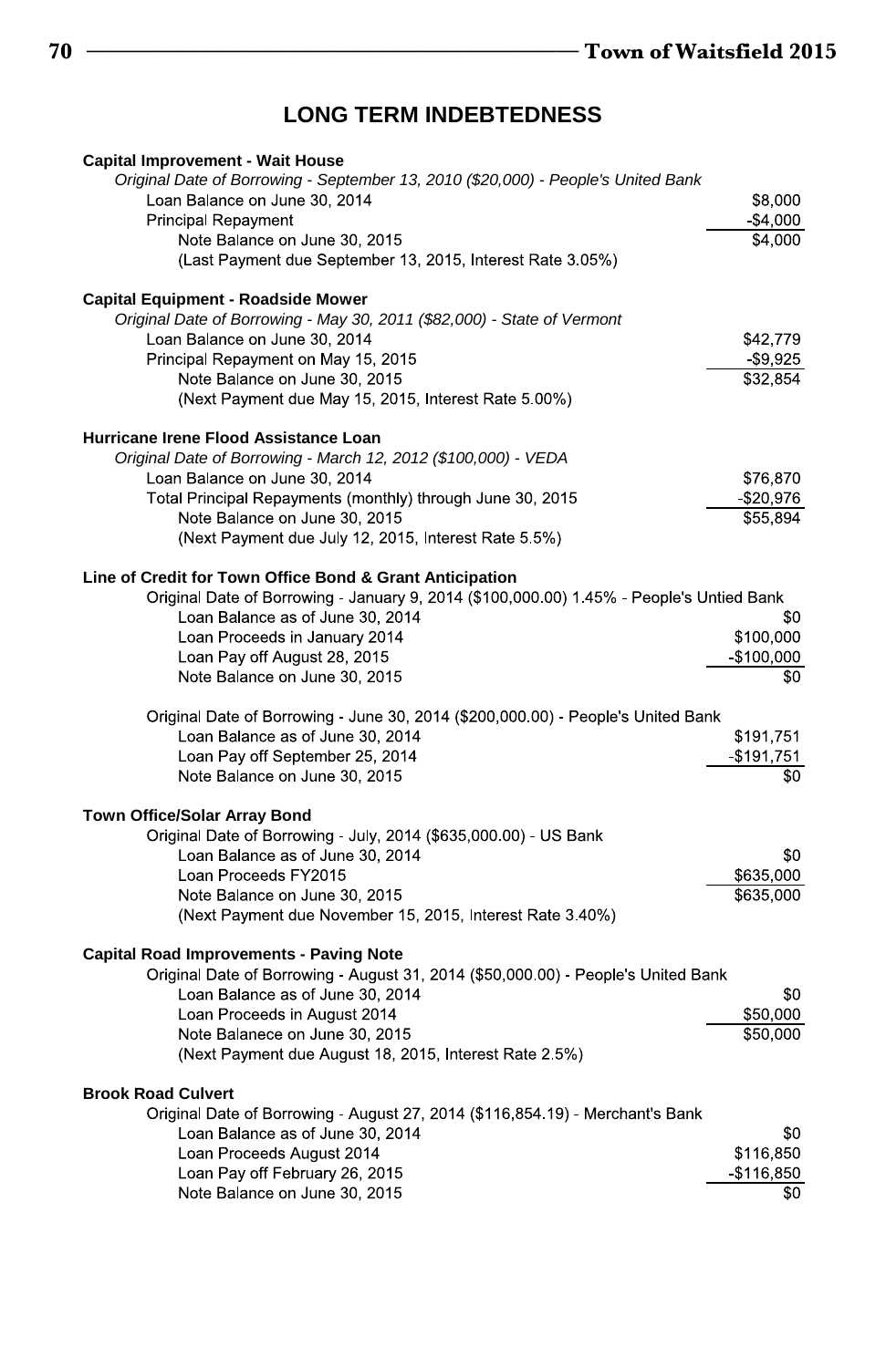## LONG TERM INDEBTEDNESS

**Capital Improvement - Wait House**

*Original Date of Borrowing - September 13, 2010 ($20,000) - People's United Bank*

| | |
|---|---:|
| Loan Balance on June 30, 2014 | $8,000 |
| Principal Repayment | -$4,000 |
| Note Balance on June 30, 2015 | $4,000 |
| (Last Payment due September 13, 2015, Interest Rate 3.05%) | |

**Capital Equipment - Roadside Mower**

*Original Date of Borrowing - May 30, 2011 ($82,000) - State of Vermont*

| | |
|---|---:|
| Loan Balance on June 30, 2014 | $42,779 |
| Principal Repayment on May 15, 2015 | -$9,925 |
| Note Balance on June 30, 2015 | $32,854 |
| (Next Payment due May 15, 2015, Interest Rate 5.00%) | |

**Hurricane Irene Flood Assistance Loan**

*Original Date of Borrowing - March 12, 2012 ($100,000) - VEDA*

| | |
|---|---:|
| Loan Balance on June 30, 2014 | $76,870 |
| Total Principal Repayments (monthly) through June 30, 2015 | -$20,976 |
| Note Balance on June 30, 2015 | $55,894 |
| (Next Payment due July 12, 2015, Interest Rate 5.5%) | |

**Line of Credit for Town Office Bond & Grant Anticipation**

Original Date of Borrowing - January 9, 2014 ($100,000.00) 1.45% - People's Untied Bank

| | |
|---|---:|
| Loan Balance as of June 30, 2014 | $0 |
| Loan Proceeds in January 2014 | $100,000 |
| Loan Pay off August 28, 2015 | -$100,000 |
| Note Balance on June 30, 2015 | $0 |

Original Date of Borrowing - June 30, 2014 ($200,000.00) - People's United Bank

| | |
|---|---:|
| Loan Balance as of June 30, 2014 | $191,751 |
| Loan Pay off September 25, 2014 | -$191,751 |
| Note Balance on June 30, 2015 | $0 |

**Town Office/Solar Array Bond**

Original Date of Borrowing - July, 2014 ($635,000.00) - US Bank

| | |
|---|---:|
| Loan Balance as of June 30, 2014 | $0 |
| Loan Proceeds FY2015 | $635,000 |
| Note Balance on June 30, 2015 | $635,000 |
| (Next Payment due November 15, 2015, Interest Rate 3.40%) | |

**Capital Road Improvements - Paving Note**

Original Date of Borrowing - August 31, 2014 ($50,000.00) - People's United Bank

| | |
|---|---:|
| Loan Balance as of June 30, 2014 | $0 |
| Loan Proceeds in August 2014 | $50,000 |
| Note Balanece on June 30, 2015 | $50,000 |
| (Next Payment due August 18, 2015, Interest Rate 2.5%) | |

**Brook Road Culvert**

Original Date of Borrowing - August 27, 2014 ($116,854.19) - Merchant's Bank

| | |
|---|---:|
| Loan Balance as of June 30, 2014 | $0 |
| Loan Proceeds August 2014 | $116,850 |
| Loan Pay off February 26, 2015 | -$116,850 |
| Note Balance on June 30, 2015 | $0 |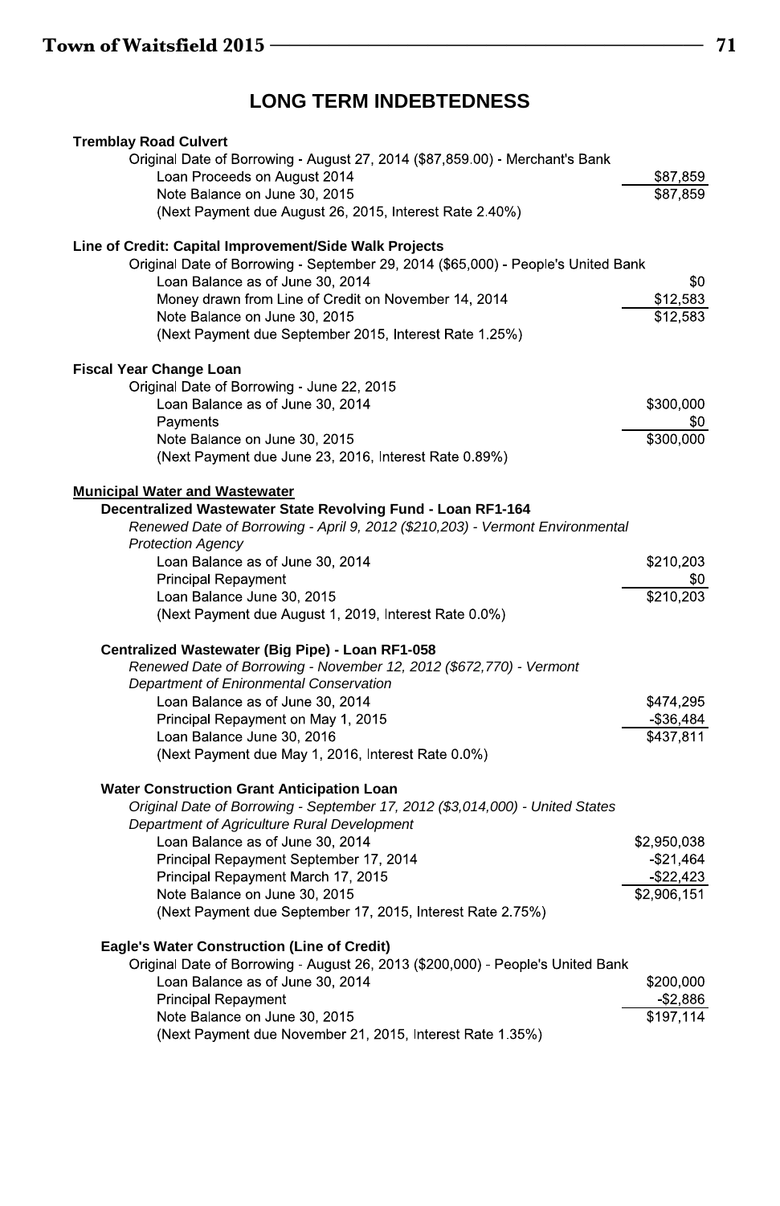# LONG TERM INDEBTEDNESS

**Tremblay Road Culvert**

Original Date of Borrowing - August 27, 2014 ($87,859.00) - Merchant's Bank

| | |
|---|---:|
| Loan Proceeds on August 2014 | $87,859 |
| Note Balance on June 30, 2015 | $87,859 |
| (Next Payment due August 26, 2015, Interest Rate 2.40%) | |

**Line of Credit: Capital Improvement/Side Walk Projects**

Original Date of Borrowing - September 29, 2014 ($65,000) - People's United Bank

| | |
|---|---:|
| Loan Balance as of June 30, 2014 | $0 |
| Money drawn from Line of Credit on November 14, 2014 | $12,583 |
| Note Balance on June 30, 2015 | $12,583 |
| (Next Payment due September 2015, Interest Rate 1.25%) | |

**Fiscal Year Change Loan**

Original Date of Borrowing - June 22, 2015

| | |
|---|---:|
| Loan Balance as of June 30, 2014 | $300,000 |
| Payments | $0 |
| Note Balance on June 30, 2015 | $300,000 |
| (Next Payment due June 23, 2016, Interest Rate 0.89%) | |

**Municipal Water and Wastewater**

**Decentralized Wastewater State Revolving Fund - Loan RF1-164**

*Renewed Date of Borrowing - April 9, 2012 ($210,203) - Vermont Environmental Protection Agency*

| | |
|---|---:|
| Loan Balance as of June 30, 2014 | $210,203 |
| Principal Repayment | $0 |
| Loan Balance June 30, 2015 | $210,203 |
| (Next Payment due August 1, 2019, Interest Rate 0.0%) | |

**Centralized Wastewater (Big Pipe) - Loan RF1-058**

*Renewed Date of Borrowing - November 12, 2012 ($672,770) - Vermont Department of Enironmental Conservation*

| | |
|---|---:|
| Loan Balance as of June 30, 2014 | $474,295 |
| Principal Repayment on May 1, 2015 | -$36,484 |
| Loan Balance June 30, 2016 | $437,811 |
| (Next Payment due May 1, 2016, Interest Rate 0.0%) | |

**Water Construction Grant Anticipation Loan**

*Original Date of Borrowing - September 17, 2012 ($3,014,000) - United States Department of Agriculture Rural Development*

| | |
|---|---:|
| Loan Balance as of June 30, 2014 | $2,950,038 |
| Principal Repayment September 17, 2014 | -$21,464 |
| Principal Repayment March 17, 2015 | -$22,423 |
| Note Balance on June 30, 2015 | $2,906,151 |
| (Next Payment due September 17, 2015, Interest Rate 2.75%) | |

**Eagle's Water Construction (Line of Credit)**

Original Date of Borrowing - August 26, 2013 ($200,000) - People's United Bank

| | |
|---|---:|
| Loan Balance as of June 30, 2014 | $200,000 |
| Principal Repayment | -$2,886 |
| Note Balance on June 30, 2015 | $197,114 |
| (Next Payment due November 21, 2015, Interest Rate 1.35%) | |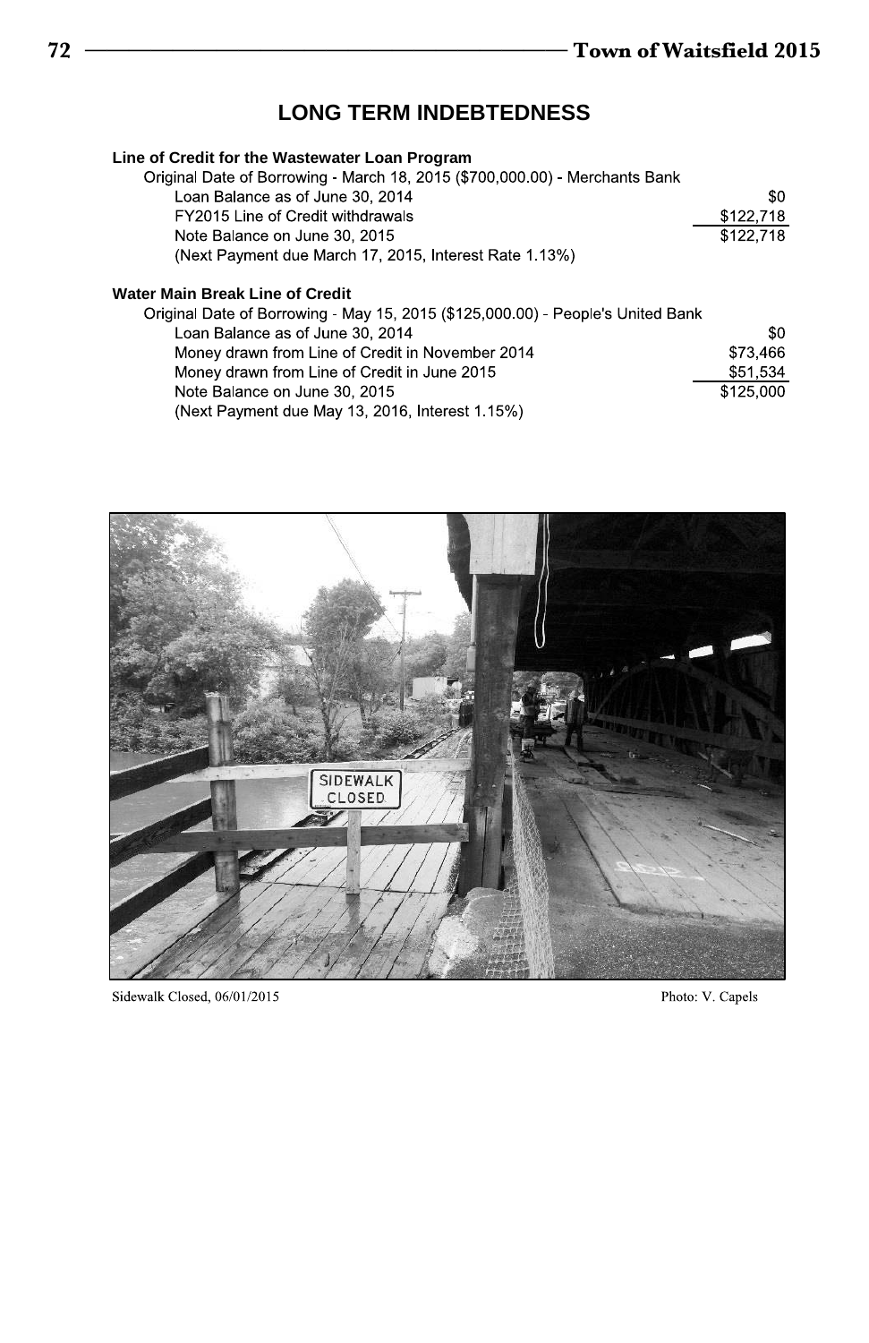## LONG TERM INDEBTEDNESS

**Line of Credit for the Wastewater Loan Program**

| | |
|---|---|
| Original Date of Borrowing - March 18, 2015 ($700,000.00) - Merchants Bank | |
| Loan Balance as of June 30, 2014 | $0 |
| FY2015 Line of Credit withdrawals | $122,718 |
| Note Balance on June 30, 2015 | $122,718 |
| (Next Payment due March 17, 2015, Interest Rate 1.13%) | |

**Water Main Break Line of Credit**

| | |
|---|---|
| Original Date of Borrowing - May 15, 2015 ($125,000.00) - People's United Bank | |
| Loan Balance as of June 30, 2014 | $0 |
| Money drawn from Line of Credit in November 2014 | $73,466 |
| Money drawn from Line of Credit in June 2015 | $51,534 |
| Note Balance on June 30, 2015 | $125,000 |
| (Next Payment due May 13, 2016, Interest 1.15%) | |

Sidewalk Closed, 06/01/2015 Photo: V. Capels